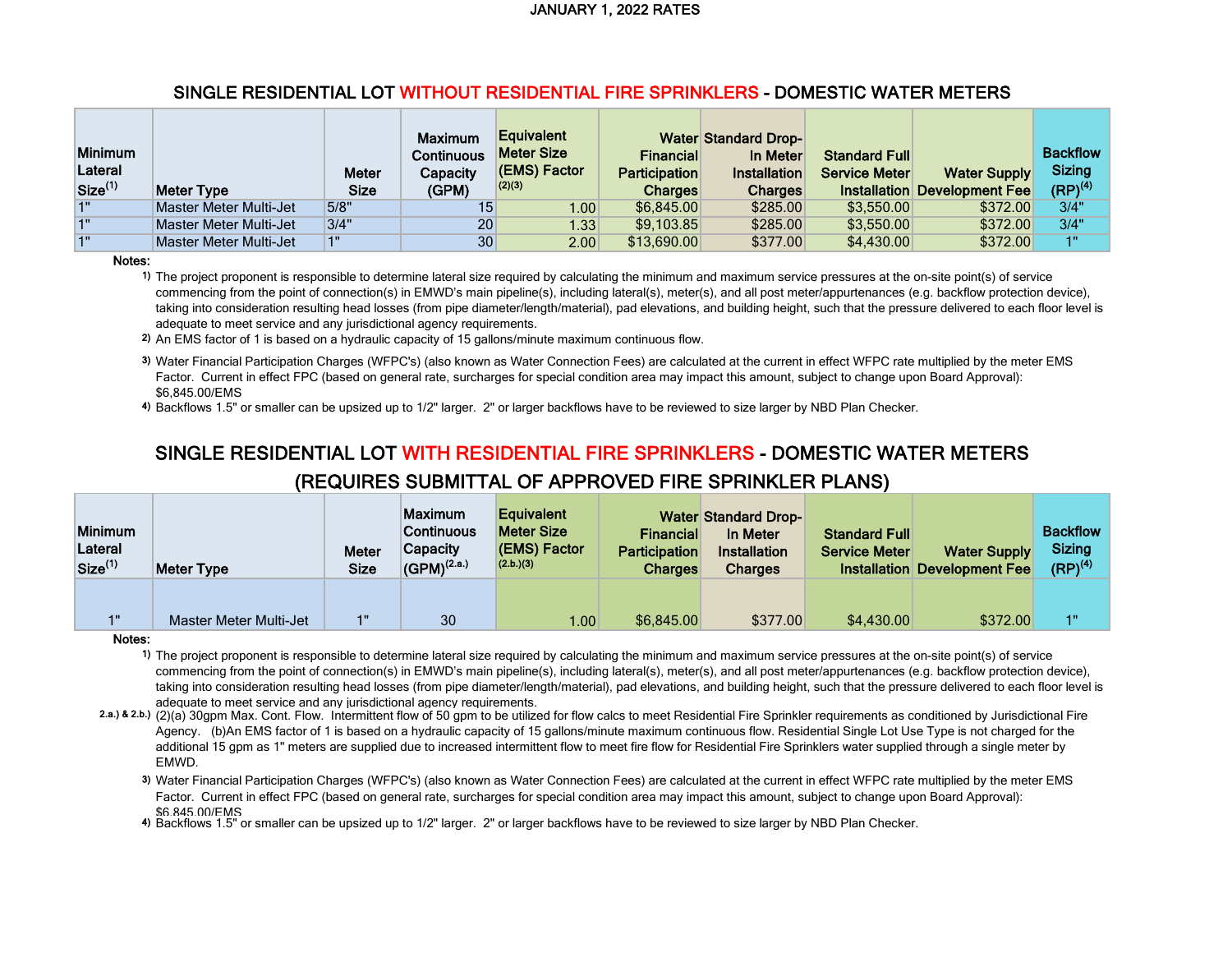JANUARY 1, 2022 RATES

## SINGLE RESIDENTIAL LOT WITHOUT RESIDENTIAL FIRE SPRINKLERS - DOMESTIC WATER METERS

| Minimum Lateral Size[(1)] | Meter Type | Meter Size | Maximum Continuous Capacity (GPM) | Equivalent Meter Size (EMS) Factor [(2)(3)] | Water Financial Participation Charges | Standard Drop-In Meter Installation Charges | Standard Full Service Meter Installation | Water Supply Development Fee | Backflow Sizing (RP)[(4)] |
|---|---|---|---|---|---|---|---|---|---|
| 1" | Master Meter Multi-Jet | 5/8" | 15 | 1.00 | $6,845.00 | $285.00 | $3,550.00 | $372.00 | 3/4" |
| 1" | Master Meter Multi-Jet | 3/4" | 20 | 1.33 | $9,103.85 | $285.00 | $3,550.00 | $372.00 | 3/4" |
| 1" | Master Meter Multi-Jet | 1" | 30 | 2.00 | $13,690.00 | $377.00 | $4,430.00 | $372.00 | 1" |

**Notes:**

1) The project proponent is responsible to determine lateral size required by calculating the minimum and maximum service pressures at the on-site point(s) of service commencing from the point of connection(s) in EMWD's main pipeline(s), including lateral(s), meter(s), and all post meter/appurtenances (e.g. backflow protection device), taking into consideration resulting head losses (from pipe diameter/length/material), pad elevations, and building height, such that the pressure delivered to each floor level is adequate to meet service and any jurisdictional agency requirements.

2) An EMS factor of 1 is based on a hydraulic capacity of 15 gallons/minute maximum continuous flow.

3) Water Financial Participation Charges (WFPC's) (also known as Water Connection Fees) are calculated at the current in effect WFPC rate multiplied by the meter EMS Factor. Current in effect FPC (based on general rate, surcharges for special condition area may impact this amount, subject to change upon Board Approval): $6,845.00/EMS

4) Backflows 1.5" or smaller can be upsized up to 1/2" larger. 2" or larger backflows have to be reviewed to size larger by NBD Plan Checker.

## SINGLE RESIDENTIAL LOT WITH RESIDENTIAL FIRE SPRINKLERS - DOMESTIC WATER METERS (REQUIRES SUBMITTAL OF APPROVED FIRE SPRINKLER PLANS)

| Minimum Lateral Size[(1)] | Meter Type | Meter Size | Maximum Continuous Capacity (GPM)[(2.a.)] | Equivalent Meter Size (EMS) Factor [(2.b.)(3)] | Water Financial Participation Charges | Standard Drop-In Meter Installation Charges | Standard Full Service Meter Installation | Water Supply Development Fee | Backflow Sizing (RP)[(4)] |
|---|---|---|---|---|---|---|---|---|---|
| 1" | Master Meter Multi-Jet | 1" | 30 | 1.00 | $6,845.00 | $377.00 | $4,430.00 | $372.00 | 1" |

**Notes:**

1) The project proponent is responsible to determine lateral size required by calculating the minimum and maximum service pressures at the on-site point(s) of service commencing from the point of connection(s) in EMWD's main pipeline(s), including lateral(s), meter(s), and all post meter/appurtenances (e.g. backflow protection device), taking into consideration resulting head losses (from pipe diameter/length/material), pad elevations, and building height, such that the pressure delivered to each floor level is adequate to meet service and any jurisdictional agency requirements.

2.a.) & 2.b.) (2)(a) 30gpm Max. Cont. Flow. Intermittent flow of 50 gpm to be utilized for flow calcs to meet Residential Fire Sprinkler requirements as conditioned by Jurisdictional Fire Agency. (b)An EMS factor of 1 is based on a hydraulic capacity of 15 gallons/minute maximum continuous flow. Residential Single Lot Use Type is not charged for the additional 15 gpm as 1" meters are supplied due to increased intermittent flow to meet fire flow for Residential Fire Sprinklers water supplied through a single meter by EMWD.

3) Water Financial Participation Charges (WFPC's) (also known as Water Connection Fees) are calculated at the current in effect WFPC rate multiplied by the meter EMS Factor. Current in effect FPC (based on general rate, surcharges for special condition area may impact this amount, subject to change upon Board Approval): $6,845.00/EMS

4) Backflows 1.5" or smaller can be upsized up to 1/2" larger. 2" or larger backflows have to be reviewed to size larger by NBD Plan Checker.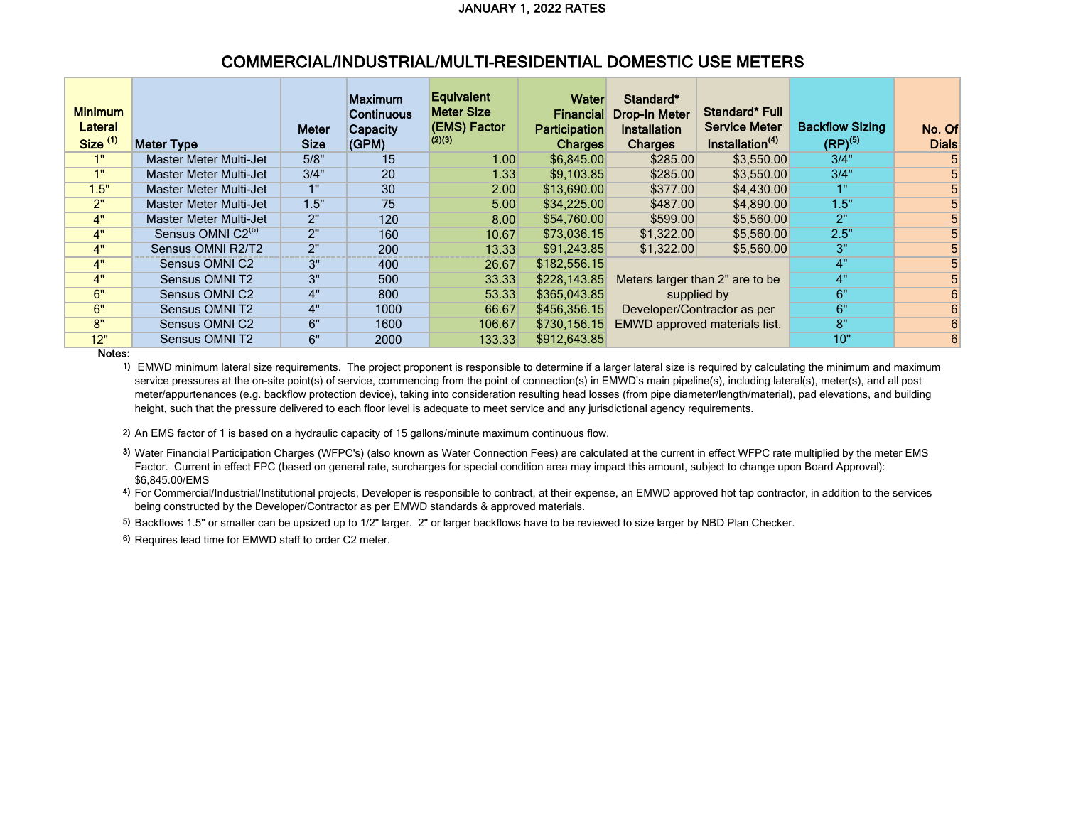JANUARY 1, 2022 RATES

## COMMERCIAL/INDUSTRIAL/MULTI-RESIDENTIAL DOMESTIC USE METERS

| Minimum Lateral Size [1] | Meter Type | Meter Size | Maximum Continuous Capacity (GPM) | Equivalent Meter Size (EMS) Factor [2][3] | Water Financial Participation Charges | Standard* Drop-In Meter Installation Charges | Standard* Full Service Meter Installation[4] | Backflow Sizing (RP)[5] | No. Of Dials |
|---|---|---|---|---|---|---|---|---|---|
| 1" | Master Meter Multi-Jet | 5/8" | 15 | 1.00 | $6,845.00 | $285.00 | $3,550.00 | 3/4" | 5 |
| 1" | Master Meter Multi-Jet | 3/4" | 20 | 1.33 | $9,103.85 | $285.00 | $3,550.00 | 3/4" | 5 |
| 1.5" | Master Meter Multi-Jet | 1" | 30 | 2.00 | $13,690.00 | $377.00 | $4,430.00 | 1" | 5 |
| 2" | Master Meter Multi-Jet | 1.5" | 75 | 5.00 | $34,225.00 | $487.00 | $4,890.00 | 1.5" | 5 |
| 4" | Master Meter Multi-Jet | 2" | 120 | 8.00 | $54,760.00 | $599.00 | $5,560.00 | 2" | 5 |
| 4" | Sensus OMNI C2[6] | 2" | 160 | 10.67 | $73,036.15 | $1,322.00 | $5,560.00 | 2.5" | 5 |
| 4" | Sensus OMNI R2/T2 | 2" | 200 | 13.33 | $91,243.85 | $1,322.00 | $5,560.00 | 3" | 5 |
| 4" | Sensus OMNI C2 | 3" | 400 | 26.67 | $182,556.15 | Meters larger than 2" are to be supplied by Developer/Contractor as per EMWD approved materials list. | | 4" | 5 |
| 4" | Sensus OMNI T2 | 3" | 500 | 33.33 | $228,143.85 | | | 4" | 5 |
| 6" | Sensus OMNI C2 | 4" | 800 | 53.33 | $365,043.85 | | | 6" | 6 |
| 6" | Sensus OMNI T2 | 4" | 1000 | 66.67 | $456,356.15 | | | 6" | 6 |
| 8" | Sensus OMNI C2 | 6" | 1600 | 106.67 | $730,156.15 | | | 8" | 6 |
| 12" | Sensus OMNI T2 | 6" | 2000 | 133.33 | $912,643.85 | | | 10" | 6 |

**Notes:**

1) EMWD minimum lateral size requirements. The project proponent is responsible to determine if a larger lateral size is required by calculating the minimum and maximum service pressures at the on-site point(s) of service, commencing from the point of connection(s) in EMWD's main pipeline(s), including lateral(s), meter(s), and all post meter/appurtenances (e.g. backflow protection device), taking into consideration resulting head losses (from pipe diameter/length/material), pad elevations, and building height, such that the pressure delivered to each floor level is adequate to meet service and any jurisdictional agency requirements.

2) An EMS factor of 1 is based on a hydraulic capacity of 15 gallons/minute maximum continuous flow.

3) Water Financial Participation Charges (WFPC's) (also known as Water Connection Fees) are calculated at the current in effect WFPC rate multiplied by the meter EMS Factor. Current in effect FPC (based on general rate, surcharges for special condition area may impact this amount, subject to change upon Board Approval): $6,845.00/EMS

4) For Commercial/Industrial/Institutional projects, Developer is responsible to contract, at their expense, an EMWD approved hot tap contractor, in addition to the services being constructed by the Developer/Contractor as per EMWD standards & approved materials.

5) Backflows 1.5" or smaller can be upsized up to 1/2" larger. 2" or larger backflows have to be reviewed to size larger by NBD Plan Checker.

6) Requires lead time for EMWD staff to order C2 meter.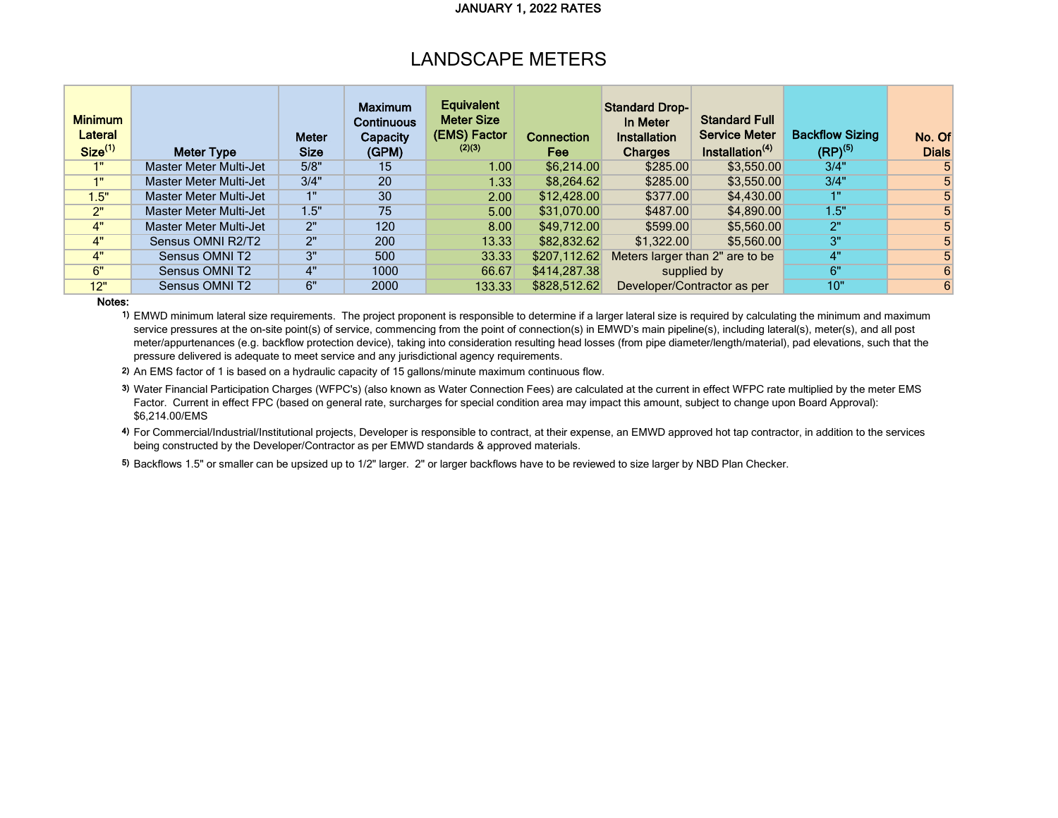JANUARY 1, 2022 RATES

# LANDSCAPE METERS

| Minimum Lateral Size[1] | Meter Type | Meter Size | Maximum Continuous Capacity (GPM) | Equivalent Meter Size (EMS) Factor [2][3] | Connection Fee | Standard Drop-In Meter Installation Charges | Standard Full Service Meter Installation[4] | Backflow Sizing (RP)[5] | No. Of Dials |
|---|---|---|---|---|---|---|---|---|---|
| 1" | Master Meter Multi-Jet | 5/8" | 15 | 1.00 | $6,214.00 | $285.00 | $3,550.00 | 3/4" | 5 |
| 1" | Master Meter Multi-Jet | 3/4" | 20 | 1.33 | $8,264.62 | $285.00 | $3,550.00 | 3/4" | 5 |
| 1.5" | Master Meter Multi-Jet | 1" | 30 | 2.00 | $12,428.00 | $377.00 | $4,430.00 | 1" | 5 |
| 2" | Master Meter Multi-Jet | 1.5" | 75 | 5.00 | $31,070.00 | $487.00 | $4,890.00 | 1.5" | 5 |
| 4" | Master Meter Multi-Jet | 2" | 120 | 8.00 | $49,712.00 | $599.00 | $5,560.00 | 2" | 5 |
| 4" | Sensus OMNI R2/T2 | 2" | 200 | 13.33 | $82,832.62 | $1,322.00 | $5,560.00 | 3" | 5 |
| 4" | Sensus OMNI T2 | 3" | 500 | 33.33 | $207,112.62 | Meters larger than 2" are to be supplied by Developer/Contractor as per | | 4" | 5 |
| 6" | Sensus OMNI T2 | 4" | 1000 | 66.67 | $414,287.38 | | | 6" | 6 |
| 12" | Sensus OMNI T2 | 6" | 2000 | 133.33 | $828,512.62 | | | 10" | 6 |

**Notes:**

1) EMWD minimum lateral size requirements. The project proponent is responsible to determine if a larger lateral size is required by calculating the minimum and maximum service pressures at the on-site point(s) of service, commencing from the point of connection(s) in EMWD's main pipeline(s), including lateral(s), meter(s), and all post meter/appurtenances (e.g. backflow protection device), taking into consideration resulting head losses (from pipe diameter/length/material), pad elevations, such that the pressure delivered is adequate to meet service and any jurisdictional agency requirements.

2) An EMS factor of 1 is based on a hydraulic capacity of 15 gallons/minute maximum continuous flow.

3) Water Financial Participation Charges (WFPC's) (also known as Water Connection Fees) are calculated at the current in effect WFPC rate multiplied by the meter EMS Factor. Current in effect FPC (based on general rate, surcharges for special condition area may impact this amount, subject to change upon Board Approval): $6,214.00/EMS

4) For Commercial/Industrial/Institutional projects, Developer is responsible to contract, at their expense, an EMWD approved hot tap contractor, in addition to the services being constructed by the Developer/Contractor as per EMWD standards & approved materials.

5) Backflows 1.5" or smaller can be upsized up to 1/2" larger. 2" or larger backflows have to be reviewed to size larger by NBD Plan Checker.